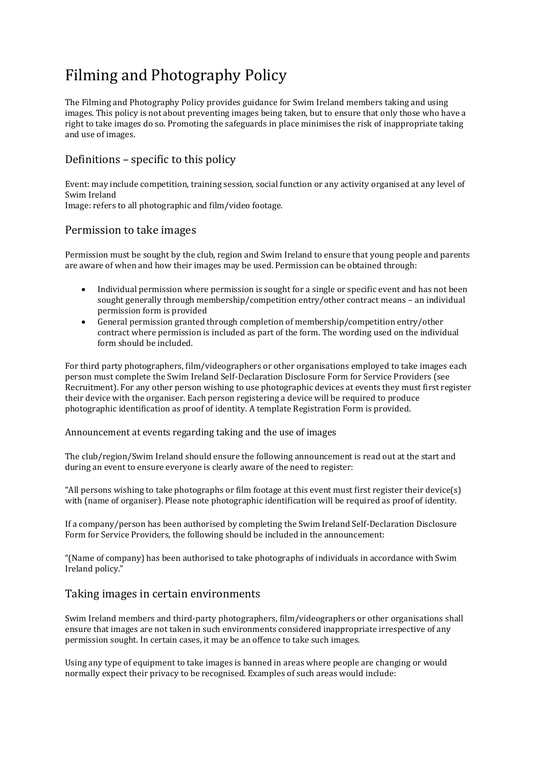# Filming and Photography Policy

The Filming and Photography Policy provides guidance for Swim Ireland members taking and using images. This policy is not about preventing images being taken, but to ensure that only those who have a right to take images do so. Promoting the safeguards in place minimises the risk of inappropriate taking and use of images.

## Definitions – specific to this policy

Event: may include competition, training session, social function or any activity organised at any level of Swim Ireland
Image: refers to all photographic and film/video footage.

## Permission to take images

Permission must be sought by the club, region and Swim Ireland to ensure that young people and parents are aware of when and how their images may be used. Permission can be obtained through:

- Individual permission where permission is sought for a single or specific event and has not been sought generally through membership/competition entry/other contract means – an individual permission form is provided
- General permission granted through completion of membership/competition entry/other contract where permission is included as part of the form. The wording used on the individual form should be included.

For third party photographers, film/videographers or other organisations employed to take images each person must complete the Swim Ireland Self-Declaration Disclosure Form for Service Providers (see Recruitment). For any other person wishing to use photographic devices at events they must first register their device with the organiser. Each person registering a device will be required to produce photographic identification as proof of identity. A template Registration Form is provided.

### Announcement at events regarding taking and the use of images

The club/region/Swim Ireland should ensure the following announcement is read out at the start and during an event to ensure everyone is clearly aware of the need to register:

"All persons wishing to take photographs or film footage at this event must first register their device(s) with (name of organiser). Please note photographic identification will be required as proof of identity.

If a company/person has been authorised by completing the Swim Ireland Self-Declaration Disclosure Form for Service Providers, the following should be included in the announcement:

"(Name of company) has been authorised to take photographs of individuals in accordance with Swim Ireland policy."

## Taking images in certain environments

Swim Ireland members and third-party photographers, film/videographers or other organisations shall ensure that images are not taken in such environments considered inappropriate irrespective of any permission sought. In certain cases, it may be an offence to take such images.

Using any type of equipment to take images is banned in areas where people are changing or would normally expect their privacy to be recognised. Examples of such areas would include: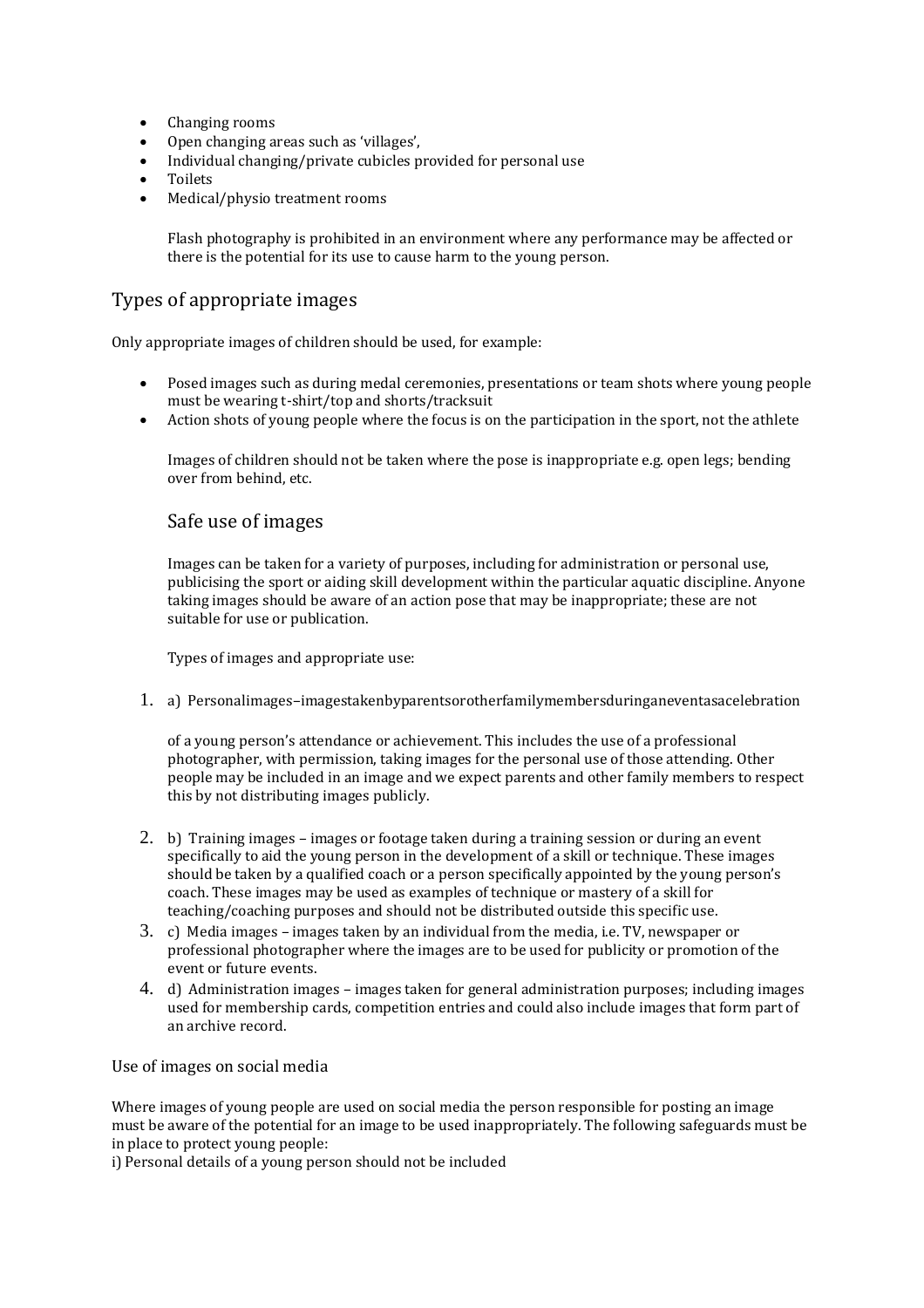- Changing rooms
- Open changing areas such as 'villages',
- Individual changing/private cubicles provided for personal use
- Toilets
- Medical/physio treatment rooms

Flash photography is prohibited in an environment where any performance may be affected or there is the potential for its use to cause harm to the young person.

## Types of appropriate images

Only appropriate images of children should be used, for example:

- Posed images such as during medal ceremonies, presentations or team shots where young people must be wearing t-shirt/top and shorts/tracksuit
- Action shots of young people where the focus is on the participation in the sport, not the athlete

Images of children should not be taken where the pose is inappropriate e.g. open legs; bending over from behind, etc.

### Safe use of images

Images can be taken for a variety of purposes, including for administration or personal use, publicising the sport or aiding skill development within the particular aquatic discipline. Anyone taking images should be aware of an action pose that may be inappropriate; these are not suitable for use or publication.

Types of images and appropriate use:

1. a) Personal images – images taken by parents or other family members during an event as a celebration

   of a young person's attendance or achievement. This includes the use of a professional photographer, with permission, taking images for the personal use of those attending. Other people may be included in an image and we expect parents and other family members to respect this by not distributing images publicly.

2. b) Training images – images or footage taken during a training session or during an event specifically to aid the young person in the development of a skill or technique. These images should be taken by a qualified coach or a person specifically appointed by the young person's coach. These images may be used as examples of technique or mastery of a skill for teaching/coaching purposes and should not be distributed outside this specific use.
3. c) Media images – images taken by an individual from the media, i.e. TV, newspaper or professional photographer where the images are to be used for publicity or promotion of the event or future events.
4. d) Administration images – images taken for general administration purposes; including images used for membership cards, competition entries and could also include images that form part of an archive record.

Use of images on social media

Where images of young people are used on social media the person responsible for posting an image must be aware of the potential for an image to be used inappropriately. The following safeguards must be in place to protect young people:

i) Personal details of a young person should not be included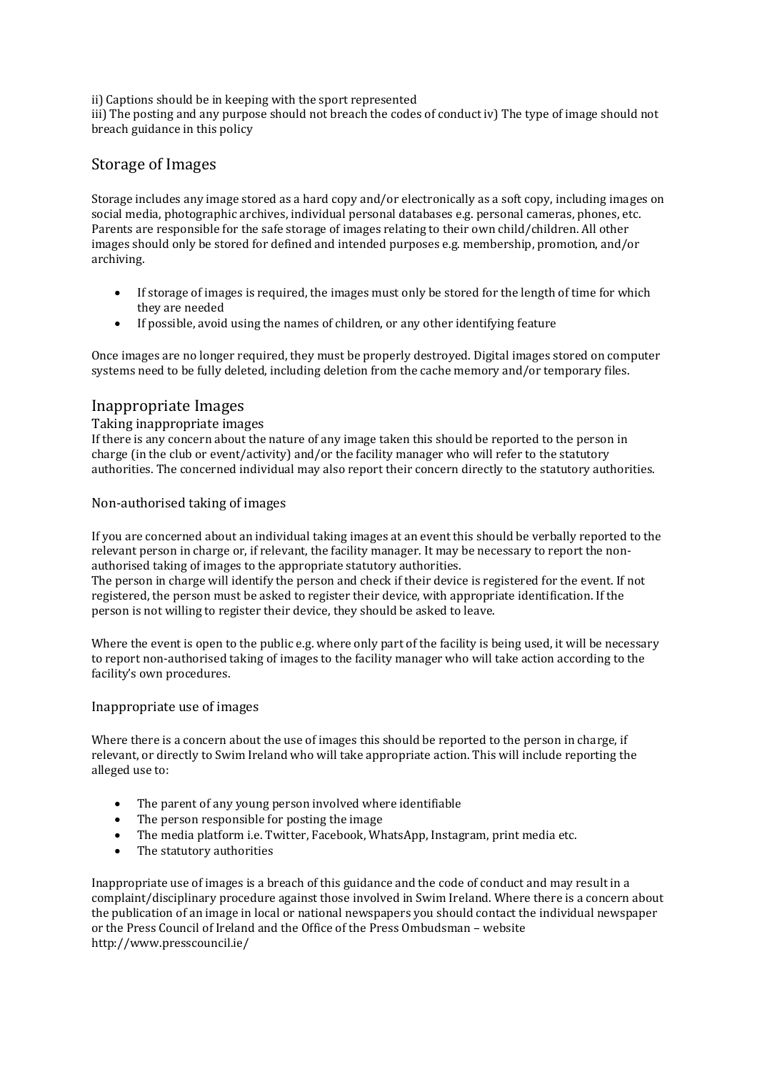ii) Captions should be in keeping with the sport represented
iii) The posting and any purpose should not breach the codes of conduct iv) The type of image should not breach guidance in this policy

## Storage of Images

Storage includes any image stored as a hard copy and/or electronically as a soft copy, including images on social media, photographic archives, individual personal databases e.g. personal cameras, phones, etc. Parents are responsible for the safe storage of images relating to their own child/children. All other images should only be stored for defined and intended purposes e.g. membership, promotion, and/or archiving.

- If storage of images is required, the images must only be stored for the length of time for which they are needed
- If possible, avoid using the names of children, or any other identifying feature

Once images are no longer required, they must be properly destroyed. Digital images stored on computer systems need to be fully deleted, including deletion from the cache memory and/or temporary files.

## Inappropriate Images

### Taking inappropriate images

If there is any concern about the nature of any image taken this should be reported to the person in charge (in the club or event/activity) and/or the facility manager who will refer to the statutory authorities. The concerned individual may also report their concern directly to the statutory authorities.

### Non-authorised taking of images

If you are concerned about an individual taking images at an event this should be verbally reported to the relevant person in charge or, if relevant, the facility manager. It may be necessary to report the non-authorised taking of images to the appropriate statutory authorities.
The person in charge will identify the person and check if their device is registered for the event. If not registered, the person must be asked to register their device, with appropriate identification. If the person is not willing to register their device, they should be asked to leave.

Where the event is open to the public e.g. where only part of the facility is being used, it will be necessary to report non-authorised taking of images to the facility manager who will take action according to the facility's own procedures.

### Inappropriate use of images

Where there is a concern about the use of images this should be reported to the person in charge, if relevant, or directly to Swim Ireland who will take appropriate action. This will include reporting the alleged use to:

- The parent of any young person involved where identifiable
- The person responsible for posting the image
- The media platform i.e. Twitter, Facebook, WhatsApp, Instagram, print media etc.
- The statutory authorities

Inappropriate use of images is a breach of this guidance and the code of conduct and may result in a complaint/disciplinary procedure against those involved in Swim Ireland. Where there is a concern about the publication of an image in local or national newspapers you should contact the individual newspaper or the Press Council of Ireland and the Office of the Press Ombudsman – website http://www.presscouncil.ie/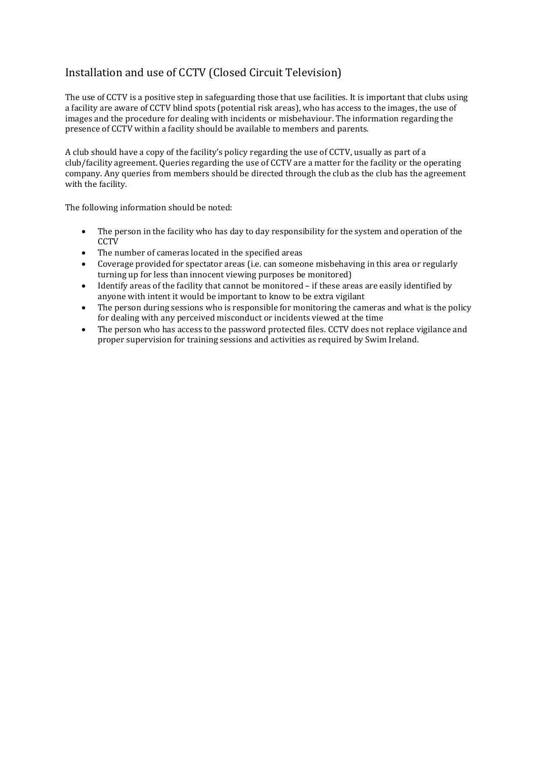## Installation and use of CCTV (Closed Circuit Television)

The use of CCTV is a positive step in safeguarding those that use facilities. It is important that clubs using a facility are aware of CCTV blind spots (potential risk areas), who has access to the images, the use of images and the procedure for dealing with incidents or misbehaviour. The information regarding the presence of CCTV within a facility should be available to members and parents.

A club should have a copy of the facility's policy regarding the use of CCTV, usually as part of a club/facility agreement. Queries regarding the use of CCTV are a matter for the facility or the operating company. Any queries from members should be directed through the club as the club has the agreement with the facility.

The following information should be noted:

- The person in the facility who has day to day responsibility for the system and operation of the CCTV
- The number of cameras located in the specified areas
- Coverage provided for spectator areas (i.e. can someone misbehaving in this area or regularly turning up for less than innocent viewing purposes be monitored)
- Identify areas of the facility that cannot be monitored – if these areas are easily identified by anyone with intent it would be important to know to be extra vigilant
- The person during sessions who is responsible for monitoring the cameras and what is the policy for dealing with any perceived misconduct or incidents viewed at the time
- The person who has access to the password protected files. CCTV does not replace vigilance and proper supervision for training sessions and activities as required by Swim Ireland.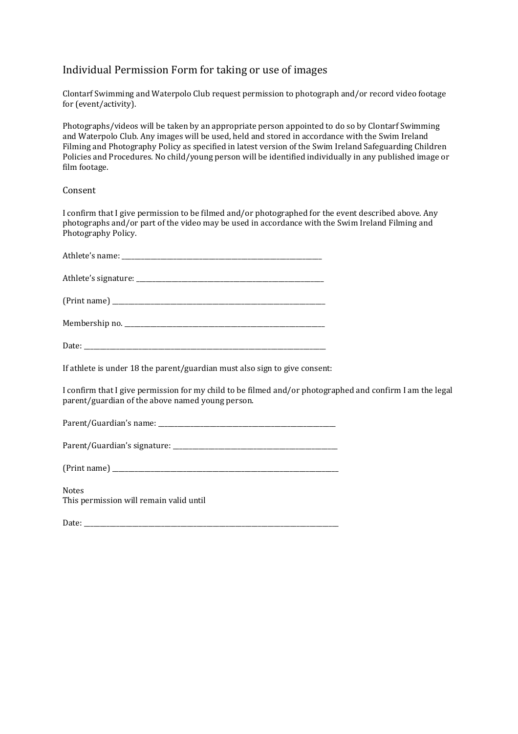## Individual Permission Form for taking or use of images

Clontarf Swimming and Waterpolo Club request permission to photograph and/or record video footage for (event/activity).

Photographs/videos will be taken by an appropriate person appointed to do so by Clontarf Swimming and Waterpolo Club. Any images will be used, held and stored in accordance with the Swim Ireland Filming and Photography Policy as specified in latest version of the Swim Ireland Safeguarding Children Policies and Procedures. No child/young person will be identified individually in any published image or film footage.

### Consent

I confirm that I give permission to be filmed and/or photographed for the event described above. Any photographs and/or part of the video may be used in accordance with the Swim Ireland Filming and Photography Policy.

Athlete's name: ______________________________________________

Athlete's signature: ___________________________________________

(Print name) ________________________________________________

Membership no. ______________________________________________

Date: _____________________________________________________

If athlete is under 18 the parent/guardian must also sign to give consent:

I confirm that I give permission for my child to be filmed and/or photographed and confirm I am the legal parent/guardian of the above named young person.

Parent/Guardian's name: _______________________________________

Parent/Guardian's signature: ____________________________________

(Print name) ________________________________________________

Notes
This permission will remain valid until

Date: _____________________________________________________